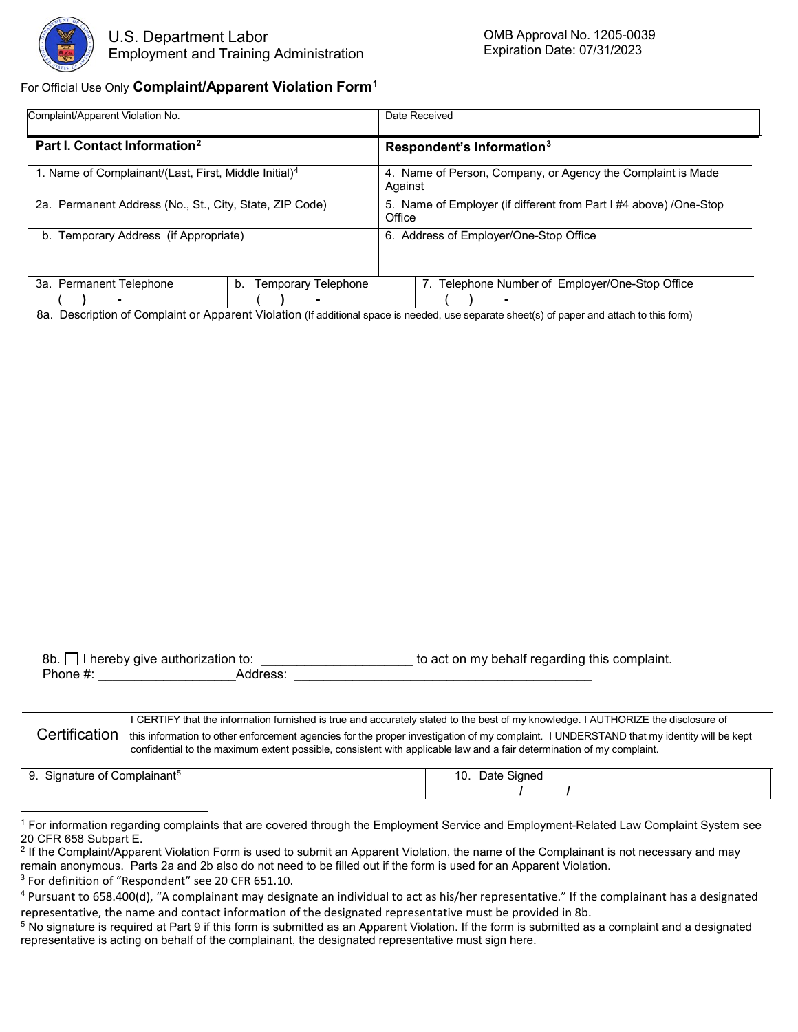U.S. Department Labor
Employment and Training Administration

OMB Approval No. 1205-0039
Expiration Date: 07/31/2023

For Official Use Only **Complaint/Apparent Violation Form**[1]

| Complaint/Apparent Violation No. | Date Received |
|---|---|
| **Part I. Contact Information**[2] | **Respondent's Information**[3] |
| 1. Name of Complainant/(Last, First, Middle Initial)[4] | 4. Name of Person, Company, or Agency the Complaint is Made Against |
| 2a. Permanent Address (No., St., City, State, ZIP Code) | 5. Name of Employer (if different from Part I #4 above) /One-Stop Office |
| b. Temporary Address (if Appropriate) | 6. Address of Employer/One-Stop Office |

| 3a. Permanent Telephone | b. Temporary Telephone | 7. Telephone Number of Employer/One-Stop Office |
|---|---|---|
| ( ) - | ( ) - | ( ) - |

8a. Description of Complaint or Apparent Violation (If additional space is needed, use separate sheet(s) of paper and attach to this form)

8b. ☐ I hereby give authorization to: ____________________ to act on my behalf regarding this complaint.
Phone #: ___________________Address: __________________________________________

**Certification**

I CERTIFY that the information furnished is true and accurately stated to the best of my knowledge. I AUTHORIZE the disclosure of this information to other enforcement agencies for the proper investigation of my complaint. I UNDERSTAND that my identity will be kept confidential to the maximum extent possible, consistent with applicable law and a fair determination of my complaint.

| 9. Signature of Complainant[5] | 10. Date Signed |
|---|---|
| | / / |

[1] For information regarding complaints that are covered through the Employment Service and Employment-Related Law Complaint System see 20 CFR 658 Subpart E.

[2] If the Complaint/Apparent Violation Form is used to submit an Apparent Violation, the name of the Complainant is not necessary and may remain anonymous. Parts 2a and 2b also do not need to be filled out if the form is used for an Apparent Violation.

[3] For definition of "Respondent" see 20 CFR 651.10.

[4] Pursuant to 658.400(d), "A complainant may designate an individual to act as his/her representative." If the complainant has a designated representative, the name and contact information of the designated representative must be provided in 8b.

[5] No signature is required at Part 9 if this form is submitted as an Apparent Violation. If the form is submitted as a complaint and a designated representative is acting on behalf of the complainant, the designated representative must sign here.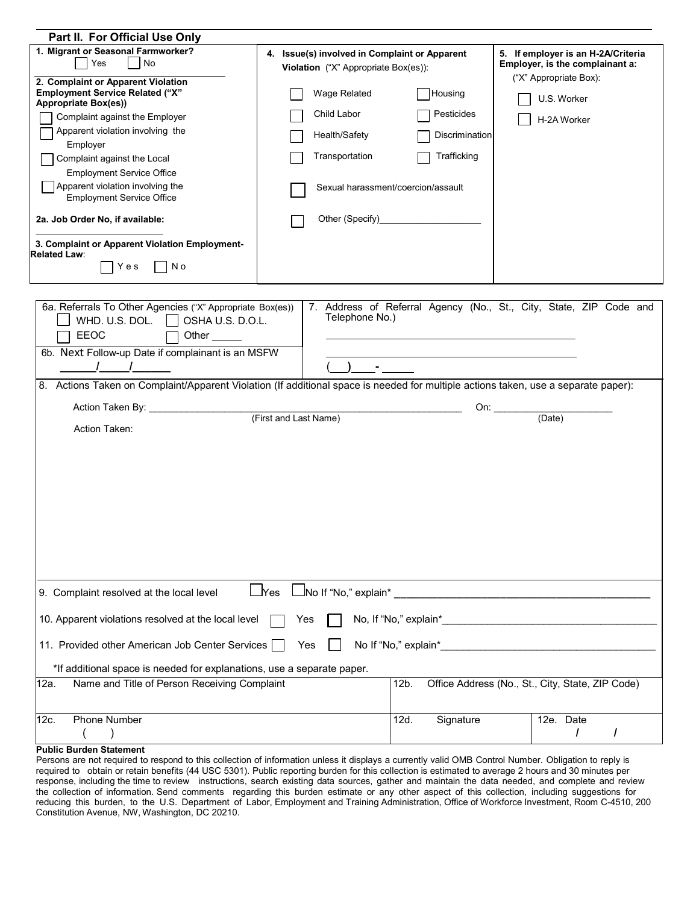## Part II. For Official Use Only

**1. Migrant or Seasonal Farmworker?**

☐ Yes ☐ No

**2. Complaint or Apparent Violation Employment Service Related ("X" Appropriate Box(es))**

☐ Complaint against the Employer

☐ Apparent violation involving the Employer

☐ Complaint against the Local Employment Service Office

☐ Apparent violation involving the Employment Service Office

**2a. Job Order No, if available:**

______________________

**3. Complaint or Apparent Violation Employment-Related Law**:

☐ Yes ☐ No

**4. Issue(s) involved in Complaint or Apparent Violation** ("X" Appropriate Box(es)):

☐ Wage Related ☐ Housing

☐ Child Labor ☐ Pesticides

☐ Health/Safety ☐ Discrimination

☐ Transportation ☐ Trafficking

☐ Sexual harassment/coercion/assault

☐ Other (Specify)___________________

**5. If employer is an H-2A/Criteria Employer, is the complainant a:**

("X" Appropriate Box):

☐ U.S. Worker

☐ H-2A Worker

---

6a. Referrals To Other Agencies ("X" Appropriate Box(es))

☐ WHD. U.S. DOL. ☐ OSHA U.S. D.O.L.

☐ EEOC ☐ Other _____

6b. Next Follow-up Date if complainant is an MSFW

______/_____/______

7. Address of Referral Agency (No., St., City, State, ZIP Code and Telephone No.)

___________________________________________

___________________________________________

(___)____-_____

8. Actions Taken on Complaint/Apparent Violation (If additional space is needed for multiple actions taken, use a separate paper):

Action Taken By: ____________________________________________ On: ____________________

(First and Last Name) (Date)

Action Taken:

9. Complaint resolved at the local level ☐ Yes ☐ No If "No," explain* ____________________________________________

10. Apparent violations resolved at the local level ☐ Yes ☐ No, If "No," explain*____________________________________

11. Provided other American Job Center Services ☐ Yes ☐ No If "No," explain*____________________________________

*If additional space is needed for explanations, use a separate paper.

| | | |
|---|---|---|
| 12a. Name and Title of Person Receiving Complaint | 12b. Office Address (No., St., City, State, ZIP Code) | |
| 12c. Phone Number<br>(   ) | 12d. Signature | 12e. Date<br>/ / |

**Public Burden Statement**

Persons are not required to respond to this collection of information unless it displays a currently valid OMB Control Number. Obligation to reply is required to obtain or retain benefits (44 USC 5301). Public reporting burden for this collection is estimated to average 2 hours and 30 minutes per response, including the time to review instructions, search existing data sources, gather and maintain the data needed, and complete and review the collection of information. Send comments regarding this burden estimate or any other aspect of this collection, including suggestions for reducing this burden, to the U.S. Department of Labor, Employment and Training Administration, Office of Workforce Investment, Room C-4510, 200 Constitution Avenue, NW, Washington, DC 20210.